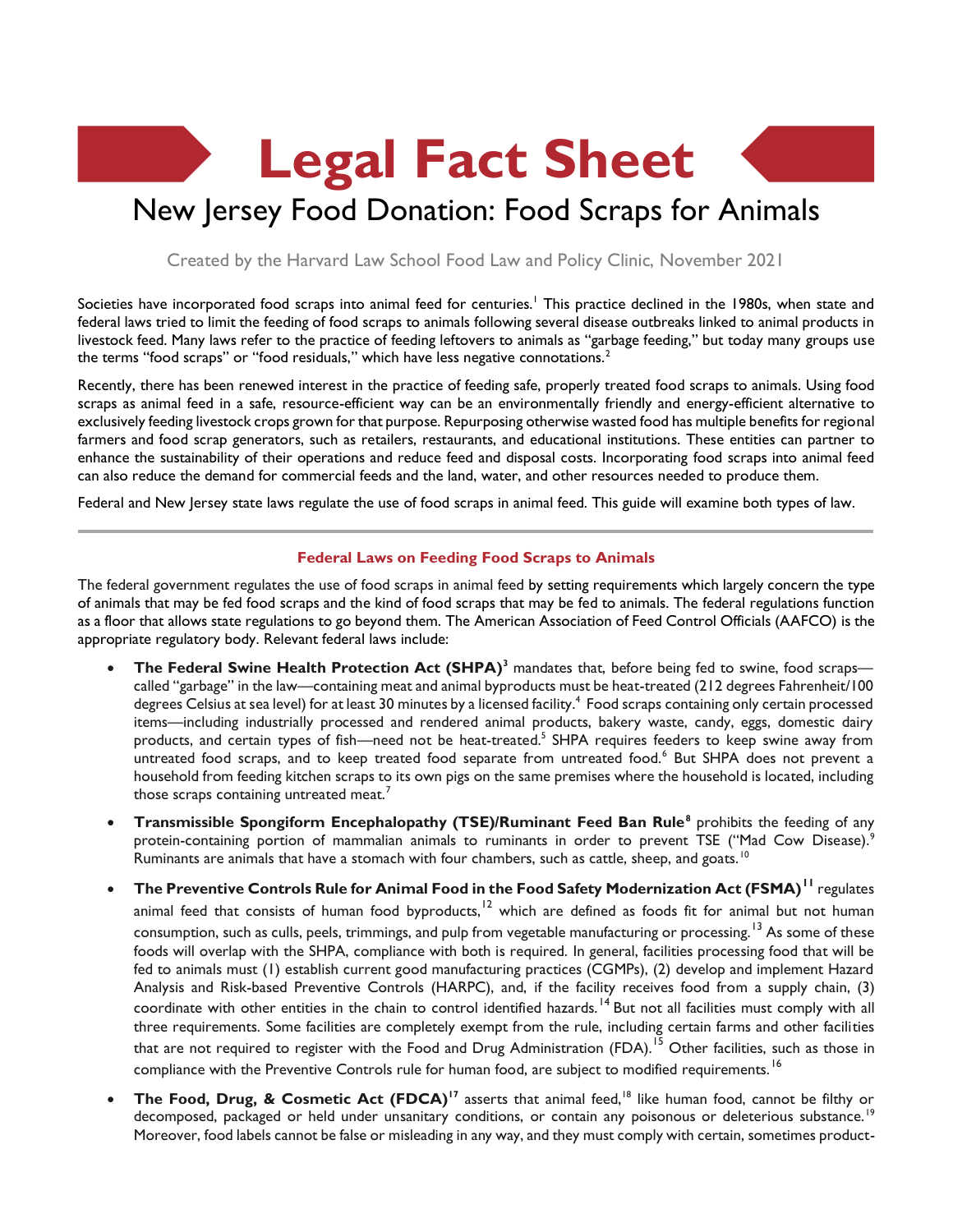# Legal Fact Sheet

## New Jersey Food Donation: Food Scraps for Animals

Created by the Harvard Law School Food Law and Policy Clinic, November 2021

Societies have incorporated food scraps into animal feed for centuries.[1] This practice declined in the 1980s, when state and federal laws tried to limit the feeding of food scraps to animals following several disease outbreaks linked to animal products in livestock feed. Many laws refer to the practice of feeding leftovers to animals as "garbage feeding," but today many groups use the terms "food scraps" or "food residuals," which have less negative connotations.[2]

Recently, there has been renewed interest in the practice of feeding safe, properly treated food scraps to animals. Using food scraps as animal feed in a safe, resource-efficient way can be an environmentally friendly and energy-efficient alternative to exclusively feeding livestock crops grown for that purpose. Repurposing otherwise wasted food has multiple benefits for regional farmers and food scrap generators, such as retailers, restaurants, and educational institutions. These entities can partner to enhance the sustainability of their operations and reduce feed and disposal costs. Incorporating food scraps into animal feed can also reduce the demand for commercial feeds and the land, water, and other resources needed to produce them.

Federal and New Jersey state laws regulate the use of food scraps in animal feed. This guide will examine both types of law.

---

### Federal Laws on Feeding Food Scraps to Animals

The federal government regulates the use of food scraps in animal feed by setting requirements which largely concern the type of animals that may be fed food scraps and the kind of food scraps that may be fed to animals. The federal regulations function as a floor that allows state regulations to go beyond them. The American Association of Feed Control Officials (AAFCO) is the appropriate regulatory body. Relevant federal laws include:

- **The Federal Swine Health Protection Act (SHPA)**[3] mandates that, before being fed to swine, food scraps—called "garbage" in the law—containing meat and animal byproducts must be heat-treated (212 degrees Fahrenheit/100 degrees Celsius at sea level) for at least 30 minutes by a licensed facility.[4] Food scraps containing only certain processed items—including industrially processed and rendered animal products, bakery waste, candy, eggs, domestic dairy products, and certain types of fish—need not be heat-treated.[5] SHPA requires feeders to keep swine away from untreated food scraps, and to keep treated food separate from untreated food.[6] But SHPA does not prevent a household from feeding kitchen scraps to its own pigs on the same premises where the household is located, including those scraps containing untreated meat.[7]
- **Transmissible Spongiform Encephalopathy (TSE)/Ruminant Feed Ban Rule**[8] prohibits the feeding of any protein-containing portion of mammalian animals to ruminants in order to prevent TSE ("Mad Cow Disease").[9] Ruminants are animals that have a stomach with four chambers, such as cattle, sheep, and goats.[10]
- **The Preventive Controls Rule for Animal Food in the Food Safety Modernization Act (FSMA)**[11] regulates animal feed that consists of human food byproducts,[12] which are defined as foods fit for animal but not human consumption, such as culls, peels, trimmings, and pulp from vegetable manufacturing or processing.[13] As some of these foods will overlap with the SHPA, compliance with both is required. In general, facilities processing food that will be fed to animals must (1) establish current good manufacturing practices (CGMPs), (2) develop and implement Hazard Analysis and Risk-based Preventive Controls (HARPC), and, if the facility receives food from a supply chain, (3) coordinate with other entities in the chain to control identified hazards.[14] But not all facilities must comply with all three requirements. Some facilities are completely exempt from the rule, including certain farms and other facilities that are not required to register with the Food and Drug Administration (FDA).[15] Other facilities, such as those in compliance with the Preventive Controls rule for human food, are subject to modified requirements.[16]
- **The Food, Drug, & Cosmetic Act (FDCA)**[17] asserts that animal feed,[18] like human food, cannot be filthy or decomposed, packaged or held under unsanitary conditions, or contain any poisonous or deleterious substance.[19] Moreover, food labels cannot be false or misleading in any way, and they must comply with certain, sometimes product-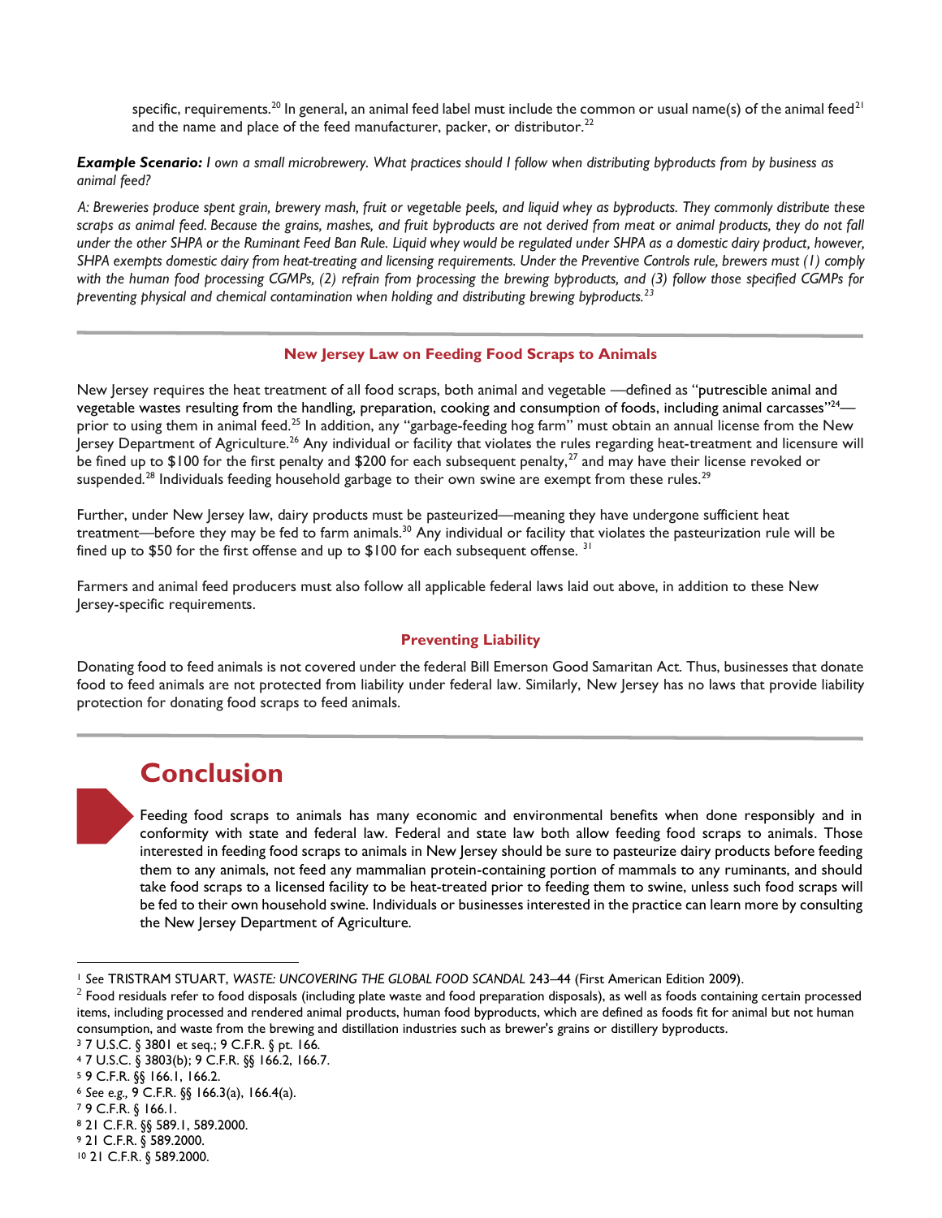specific, requirements.[20] In general, an animal feed label must include the common or usual name(s) of the animal feed[21] and the name and place of the feed manufacturer, packer, or distributor.[22]

***Example Scenario:*** *I own a small microbrewery. What practices should I follow when distributing byproducts from by business as animal feed?*

*A: Breweries produce spent grain, brewery mash, fruit or vegetable peels, and liquid whey as byproducts. They commonly distribute these scraps as animal feed. Because the grains, mashes, and fruit byproducts are not derived from meat or animal products, they do not fall under the other SHPA or the Ruminant Feed Ban Rule. Liquid whey would be regulated under SHPA as a domestic dairy product, however, SHPA exempts domestic dairy from heat-treating and licensing requirements. Under the Preventive Controls rule, brewers must (1) comply with the human food processing CGMPs, (2) refrain from processing the brewing byproducts, and (3) follow those specified CGMPs for preventing physical and chemical contamination when holding and distributing brewing byproducts.[23]*

### New Jersey Law on Feeding Food Scraps to Animals

New Jersey requires the heat treatment of all food scraps, both animal and vegetable —defined as "putrescible animal and vegetable wastes resulting from the handling, preparation, cooking and consumption of foods, including animal carcasses"[24]— prior to using them in animal feed.[25] In addition, any "garbage-feeding hog farm" must obtain an annual license from the New Jersey Department of Agriculture.[26] Any individual or facility that violates the rules regarding heat-treatment and licensure will be fined up to $100 for the first penalty and $200 for each subsequent penalty,[27] and may have their license revoked or suspended.[28] Individuals feeding household garbage to their own swine are exempt from these rules.[29]

Further, under New Jersey law, dairy products must be pasteurized—meaning they have undergone sufficient heat treatment—before they may be fed to farm animals.[30] Any individual or facility that violates the pasteurization rule will be fined up to $50 for the first offense and up to $100 for each subsequent offense.[31]

Farmers and animal feed producers must also follow all applicable federal laws laid out above, in addition to these New Jersey-specific requirements.

### Preventing Liability

Donating food to feed animals is not covered under the federal Bill Emerson Good Samaritan Act. Thus, businesses that donate food to feed animals are not protected from liability under federal law. Similarly, New Jersey has no laws that provide liability protection for donating food scraps to feed animals.

## Conclusion

Feeding food scraps to animals has many economic and environmental benefits when done responsibly and in conformity with state and federal law. Federal and state law both allow feeding food scraps to animals. Those interested in feeding food scraps to animals in New Jersey should be sure to pasteurize dairy products before feeding them to any animals, not feed any mammalian protein-containing portion of mammals to any ruminants, and should take food scraps to a licensed facility to be heat-treated prior to feeding them to swine, unless such food scraps will be fed to their own household swine. Individuals or businesses interested in the practice can learn more by consulting the New Jersey Department of Agriculture.

---

[1] *See* TRISTRAM STUART, *WASTE: UNCOVERING THE GLOBAL FOOD SCANDAL* 243–44 (First American Edition 2009).

[2] Food residuals refer to food disposals (including plate waste and food preparation disposals), as well as foods containing certain processed items, including processed and rendered animal products, human food byproducts, which are defined as foods fit for animal but not human consumption, and waste from the brewing and distillation industries such as brewer's grains or distillery byproducts.

[3] 7 U.S.C. § 3801 et seq.; 9 C.F.R. § pt. 166.

[4] 7 U.S.C. § 3803(b); 9 C.F.R. §§ 166.2, 166.7.

[5] 9 C.F.R. §§ 166.1, 166.2.

[6] *See e.g.,* 9 C.F.R. §§ 166.3(a), 166.4(a).

[7] 9 C.F.R. § 166.1.

[8] 21 C.F.R. §§ 589.1, 589.2000.

[9] 21 C.F.R. § 589.2000.

[10] 21 C.F.R. § 589.2000.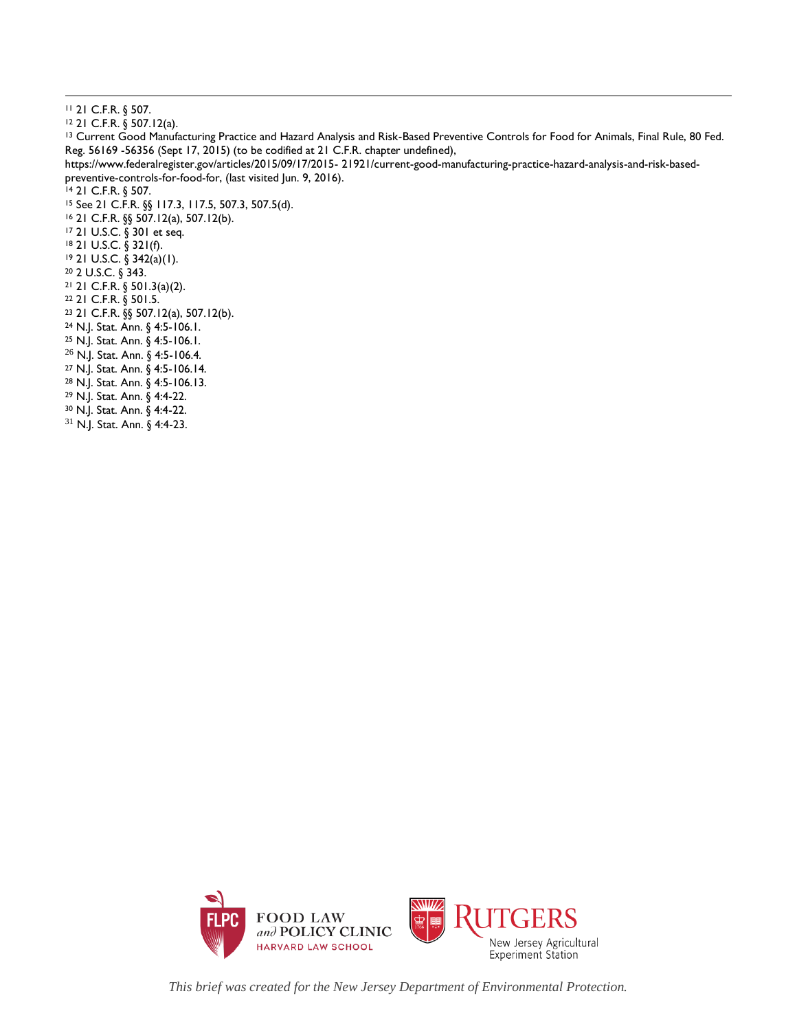[11] 21 C.F.R. § 507.

[12] 21 C.F.R. § 507.12(a).

[13] Current Good Manufacturing Practice and Hazard Analysis and Risk-Based Preventive Controls for Food for Animals, Final Rule, 80 Fed. Reg. 56169 -56356 (Sept 17, 2015) (to be codified at 21 C.F.R. chapter undefined), https://www.federalregister.gov/articles/2015/09/17/2015- 21921/current-good-manufacturing-practice-hazard-analysis-and-risk-based-preventive-controls-for-food-for, (last visited Jun. 9, 2016).

[14] 21 C.F.R. § 507.

[15] See 21 C.F.R. §§ 117.3, 117.5, 507.3, 507.5(d).

[16] 21 C.F.R. §§ 507.12(a), 507.12(b).

[17] 21 U.S.C. § 301 et seq.

[18] 21 U.S.C. § 321(f).

[19] 21 U.S.C. § 342(a)(1).

[20] 2 U.S.C. § 343.

[21] 21 C.F.R. § 501.3(a)(2).

[22] 21 C.F.R. § 501.5.

[23] 21 C.F.R. §§ 507.12(a), 507.12(b).

[24] N.J. Stat. Ann. § 4:5-106.1.

[25] N.J. Stat. Ann. § 4:5-106.1.

[26] N.J. Stat. Ann. § 4:5-106.4.

[27] N.J. Stat. Ann. § 4:5-106.14.

[28] N.J. Stat. Ann. § 4:5-106.13.

[29] N.J. Stat. Ann. § 4:4-22.

[30] N.J. Stat. Ann. § 4:4-22.

[31] N.J. Stat. Ann. § 4:4-23.

FLPC FOOD LAW *and* POLICY CLINIC HARVARD LAW SCHOOL

RUTGERS New Jersey Agricultural Experiment Station

*This brief was created for the New Jersey Department of Environmental Protection.*